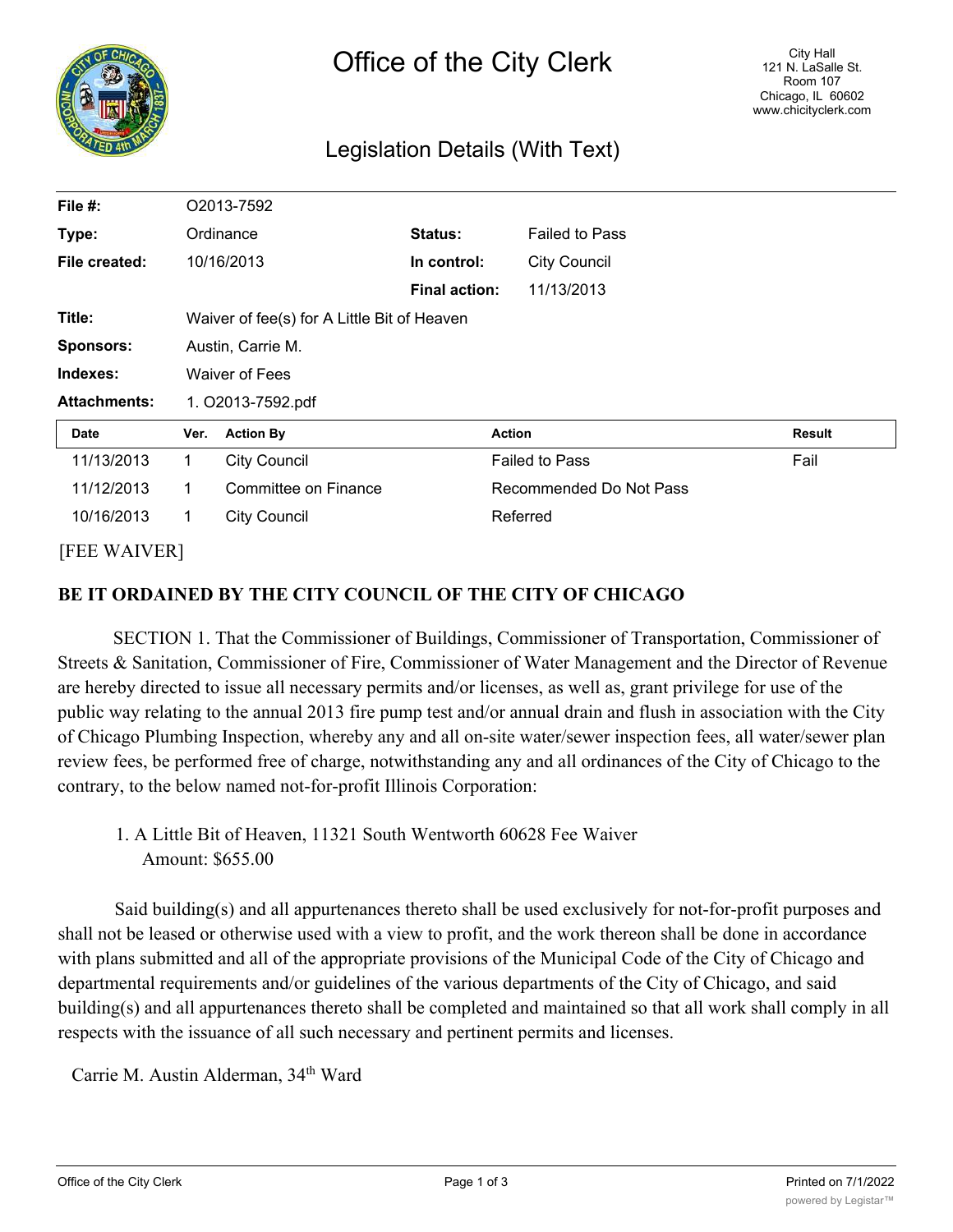# Office of the City Clerk

City Hall
121 N. LaSalle St.
Room 107
Chicago, IL 60602
www.chicityclerk.com

## Legislation Details (With Text)

| | | | |
|---|---|---|---|
| **File #:** | O2013-7592 | | |
| **Type:** | Ordinance | **Status:** | Failed to Pass |
| **File created:** | 10/16/2013 | **In control:** | City Council |
| | | **Final action:** | 11/13/2013 |
| **Title:** | Waiver of fee(s) for A Little Bit of Heaven | | |
| **Sponsors:** | Austin, Carrie M. | | |
| **Indexes:** | Waiver of Fees | | |
| **Attachments:** | 1. O2013-7592.pdf | | |

| Date | Ver. | Action By | Action | Result |
|---|---|---|---|---|
| 11/13/2013 | 1 | City Council | Failed to Pass | Fail |
| 11/12/2013 | 1 | Committee on Finance | Recommended Do Not Pass | |
| 10/16/2013 | 1 | City Council | Referred | |

[FEE WAIVER]

**BE IT ORDAINED BY THE CITY COUNCIL OF THE CITY OF CHICAGO**

SECTION 1. That the Commissioner of Buildings, Commissioner of Transportation, Commissioner of Streets & Sanitation, Commissioner of Fire, Commissioner of Water Management and the Director of Revenue are hereby directed to issue all necessary permits and/or licenses, as well as, grant privilege for use of the public way relating to the annual 2013 fire pump test and/or annual drain and flush in association with the City of Chicago Plumbing Inspection, whereby any and all on-site water/sewer inspection fees, all water/sewer plan review fees, be performed free of charge, notwithstanding any and all ordinances of the City of Chicago to the contrary, to the below named not-for-profit Illinois Corporation:

1. A Little Bit of Heaven, 11321 South Wentworth 60628 Fee Waiver Amount: $655.00

Said building(s) and all appurtenances thereto shall be used exclusively for not-for-profit purposes and shall not be leased or otherwise used with a view to profit, and the work thereon shall be done in accordance with plans submitted and all of the appropriate provisions of the Municipal Code of the City of Chicago and departmental requirements and/or guidelines of the various departments of the City of Chicago, and said building(s) and all appurtenances thereto shall be completed and maintained so that all work shall comply in all respects with the issuance of all such necessary and pertinent permits and licenses.

Carrie M. Austin Alderman, 34th Ward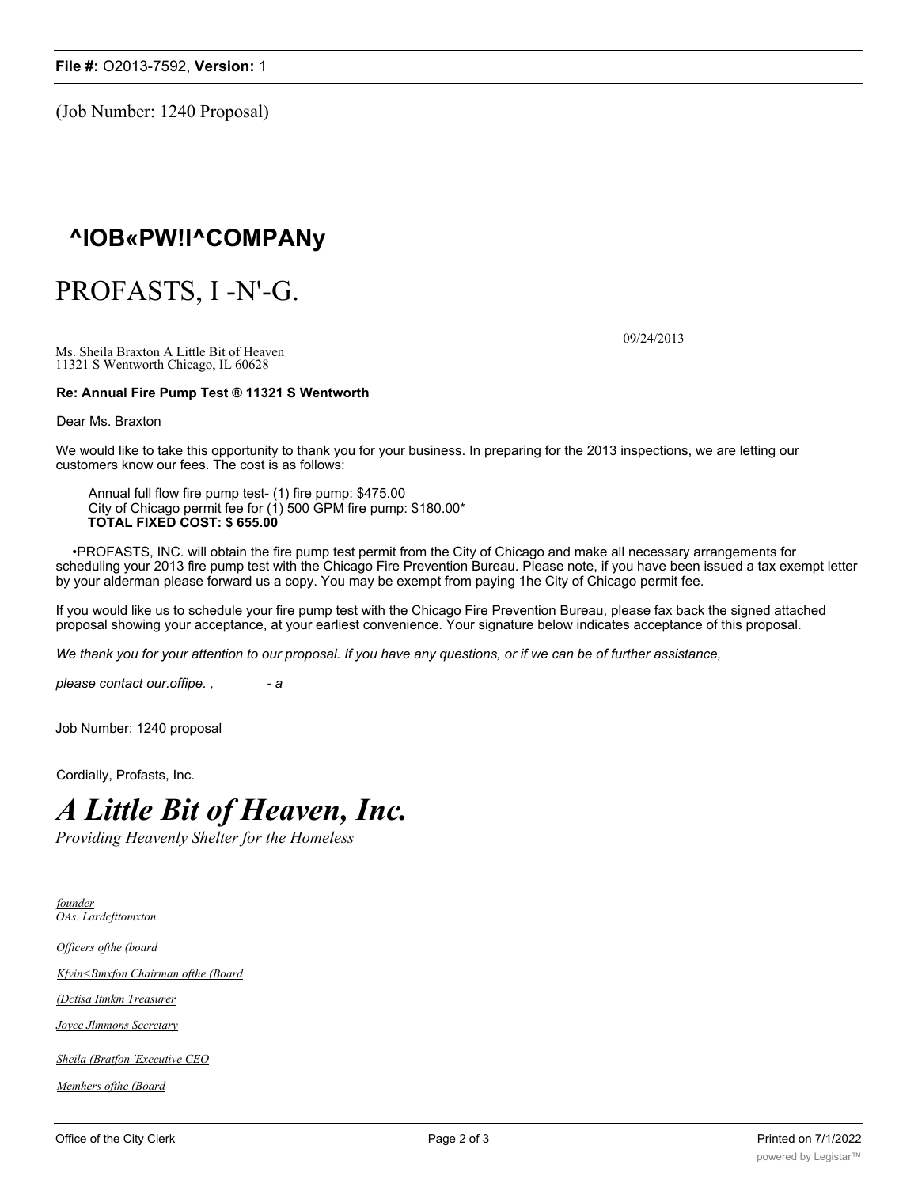(Job Number: 1240 Proposal)

## ^IOB«PW!I^COMPANy

# PROFASTS, I -N'-G.

09/24/2013

Ms. Sheila Braxton A Little Bit of Heaven
11321 S Wentworth Chicago, IL 60628

**Re: Annual Fire Pump Test ® 11321 S Wentworth**

Dear Ms. Braxton

We would like to take this opportunity to thank you for your business. In preparing for the 2013 inspections, we are letting our customers know our fees. The cost is as follows:

Annual full flow fire pump test- (1) fire pump: $475.00
City of Chicago permit fee for (1) 500 GPM fire pump: $180.00*
**TOTAL FIXED COST: $ 655.00**

•PROFASTS, INC. will obtain the fire pump test permit from the City of Chicago and make all necessary arrangements for scheduling your 2013 fire pump test with the Chicago Fire Prevention Bureau. Please note, if you have been issued a tax exempt letter by your alderman please forward us a copy. You may be exempt from paying 1he City of Chicago permit fee.

If you would like us to schedule your fire pump test with the Chicago Fire Prevention Bureau, please fax back the signed attached proposal showing your acceptance, at your earliest convenience. Your signature below indicates acceptance of this proposal.

*We thank you for your attention to our proposal. If you have any questions, or if we can be of further assistance,*

*please contact our.offipe. , - a*

Job Number: 1240 proposal

Cordially, Profasts, Inc.

# *A Little Bit of Heaven, Inc.*

*Providing Heavenly Shelter for the Homeless*

*founder*
*OAs. Lardcfttomxton*

*Officers ofthe (board*

*Kfvin<Bmxfon Chairman ofthe (Board*

*(Dctisa Itmkm Treasurer*

*Joyce Jlmmons Secretary*

*Sheila (Bratfon 'Executive CEO*

*Memhers ofthe (Board*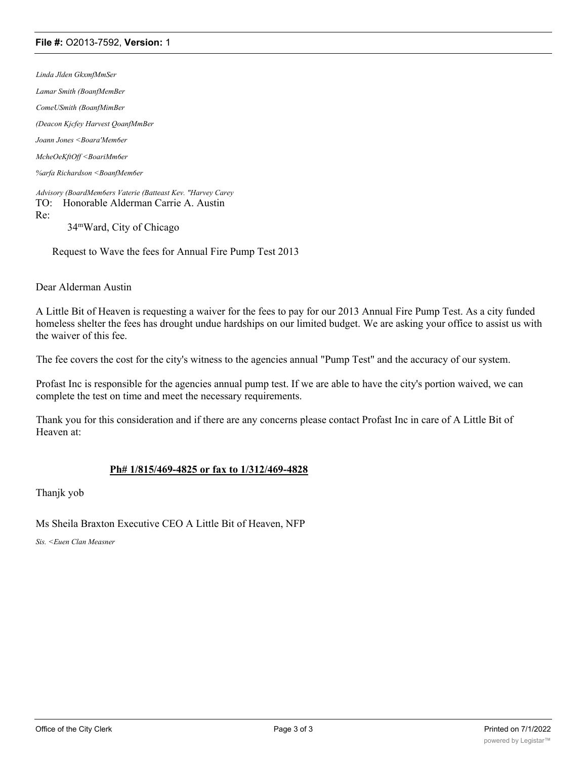*Linda Jlden GkxmfMmSer*

*Lamar Smith (BoanfMemBer*

*ComeUSmith (BoanfMimBer*

*(Deacon Kjcfey Harvest QoanfMmBer*

*Joann Jones <Boara'Mem6er*

*McheOeKftOff <BoariMm6er*

*%arfa Richardson <BoanfMem6er*

*Advisory (BoardMem6ers Vaterie (Batteast Kev. "Harvey Carey*

TO: Honorable Alderman Carrie A. Austin

Re:

34[m]Ward, City of Chicago

Request to Wave the fees for Annual Fire Pump Test 2013

Dear Alderman Austin

A Little Bit of Heaven is requesting a waiver for the fees to pay for our 2013 Annual Fire Pump Test. As a city funded homeless shelter the fees has drought undue hardships on our limited budget. We are asking your office to assist us with the waiver of this fee.

The fee covers the cost for the city's witness to the agencies annual "Pump Test" and the accuracy of our system.

Profast Inc is responsible for the agencies annual pump test. If we are able to have the city's portion waived, we can complete the test on time and meet the necessary requirements.

Thank you for this consideration and if there are any concerns please contact Profast Inc in care of A Little Bit of Heaven at:

**Ph# 1/815/469-4825 or fax to 1/312/469-4828**

Thanjk yob

Ms Sheila Braxton Executive CEO A Little Bit of Heaven, NFP

*Sis. <Euen Clan Measner*